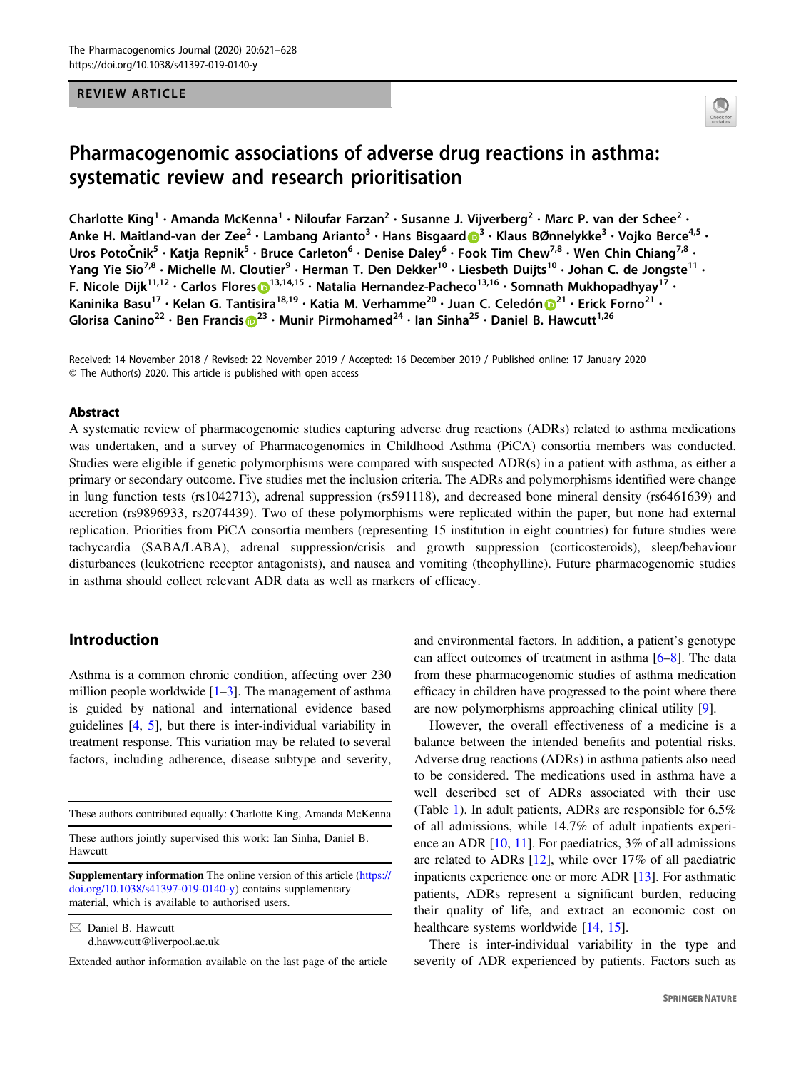REVIEW ARTICLE

# Pharmacogenomic associations of adverse drug reactions in asthma: systematic review and research prioritisation

Charlotte King[1] · Amanda McKenna[1] · Niloufar Farzan[2] · Susanne J. Vijverberg[2] · Marc P. van der Schee[2] · Anke H. Maitland-van der Zee[2] · Lambang Arianto[3] · Hans Bisgaard[3] · Klaus BØnnelykke[3] · Vojko Berce[4,5] · Uros PotoČnik[5] · Katja Repnik[5] · Bruce Carleton[6] · Denise Daley[6] · Fook Tim Chew[7,8] · Wen Chin Chiang[7,8] · Yang Yie Sio[7,8] · Michelle M. Cloutier[9] · Herman T. Den Dekker[10] · Liesbeth Duijts[10] · Johan C. de Jongste[11] · F. Nicole Dijk[11,12] · Carlos Flores[13,14,15] · Natalia Hernandez-Pacheco[13,16] · Somnath Mukhopadhyay[17] · Kaninika Basu[17] · Kelan G. Tantisira[18,19] · Katia M. Verhamme[20] · Juan C. Celedón[21] · Erick Forno[21] · Glorisa Canino[22] · Ben Francis[23] · Munir Pirmohamed[24] · Ian Sinha[25] · Daniel B. Hawcutt[1,26]

Received: 14 November 2018 / Revised: 22 November 2019 / Accepted: 16 December 2019 / Published online: 17 January 2020
© The Author(s) 2020. This article is published with open access

## Abstract

A systematic review of pharmacogenomic studies capturing adverse drug reactions (ADRs) related to asthma medications was undertaken, and a survey of Pharmacogenomics in Childhood Asthma (PiCA) consortia members was conducted. Studies were eligible if genetic polymorphisms were compared with suspected ADR(s) in a patient with asthma, as either a primary or secondary outcome. Five studies met the inclusion criteria. The ADRs and polymorphisms identified were change in lung function tests (rs1042713), adrenal suppression (rs591118), and decreased bone mineral density (rs6461639) and accretion (rs9896933, rs2074439). Two of these polymorphisms were replicated within the paper, but none had external replication. Priorities from PiCA consortia members (representing 15 institution in eight countries) for future studies were tachycardia (SABA/LABA), adrenal suppression/crisis and growth suppression (corticosteroids), sleep/behaviour disturbances (leukotriene receptor antagonists), and nausea and vomiting (theophylline). Future pharmacogenomic studies in asthma should collect relevant ADR data as well as markers of efficacy.

## Introduction

Asthma is a common chronic condition, affecting over 230 million people worldwide [1–3]. The management of asthma is guided by national and international evidence based guidelines [4, 5], but there is inter-individual variability in treatment response. This variation may be related to several factors, including adherence, disease subtype and severity, and environmental factors. In addition, a patient's genotype can affect outcomes of treatment in asthma [6–8]. The data from these pharmacogenomic studies of asthma medication efficacy in children have progressed to the point where there are now polymorphisms approaching clinical utility [9].

However, the overall effectiveness of a medicine is a balance between the intended benefits and potential risks. Adverse drug reactions (ADRs) in asthma patients also need to be considered. The medications used in asthma have a well described set of ADRs associated with their use (Table 1). In adult patients, ADRs are responsible for 6.5% of all admissions, while 14.7% of adult inpatients experience an ADR [10, 11]. For paediatrics, 3% of all admissions are related to ADRs [12], while over 17% of all paediatric inpatients experience one or more ADR [13]. For asthmatic patients, ADRs represent a significant burden, reducing their quality of life, and extract an economic cost on healthcare systems worldwide [14, 15].

There is inter-individual variability in the type and severity of ADR experienced by patients. Factors such as

---

These authors contributed equally: Charlotte King, Amanda McKenna

These authors jointly supervised this work: Ian Sinha, Daniel B. Hawcutt

**Supplementary information** The online version of this article (https://doi.org/10.1038/s41397-019-0140-y) contains supplementary material, which is available to authorised users.

✉ Daniel B. Hawcutt
d.hawwcutt@liverpool.ac.uk

Extended author information available on the last page of the article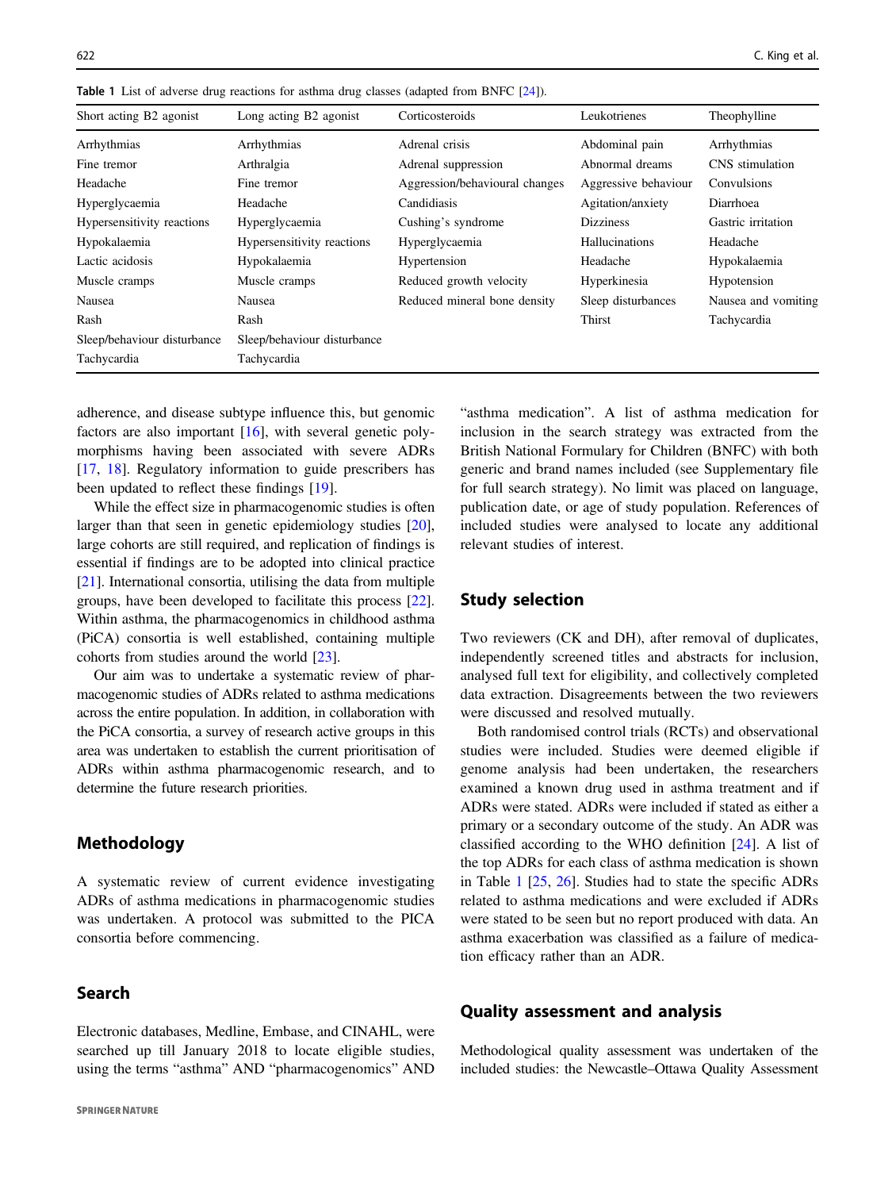Table 1 List of adverse drug reactions for asthma drug classes (adapted from BNFC [24]).

| Short acting B2 agonist | Long acting B2 agonist | Corticosteroids | Leukotrienes | Theophylline |
|---|---|---|---|---|
| Arrhythmias | Arrhythmias | Adrenal crisis | Abdominal pain | Arrhythmias |
| Fine tremor | Arthralgia | Adrenal suppression | Abnormal dreams | CNS stimulation |
| Headache | Fine tremor | Aggression/behavioural changes | Aggressive behaviour | Convulsions |
| Hyperglycaemia | Headache | Candidiasis | Agitation/anxiety | Diarrhoea |
| Hypersensitivity reactions | Hyperglycaemia | Cushing's syndrome | Dizziness | Gastric irritation |
| Hypokalaemia | Hypersensitivity reactions | Hyperglycaemia | Hallucinations | Headache |
| Lactic acidosis | Hypokalaemia | Hypertension | Headache | Hypokalaemia |
| Muscle cramps | Muscle cramps | Reduced growth velocity | Hyperkinesia | Hypotension |
| Nausea | Nausea | Reduced mineral bone density | Sleep disturbances | Nausea and vomiting |
| Rash | Rash | | Thirst | Tachycardia |
| Sleep/behaviour disturbance | Sleep/behaviour disturbance | | | |
| Tachycardia | Tachycardia | | | |

adherence, and disease subtype influence this, but genomic factors are also important [16], with several genetic polymorphisms having been associated with severe ADRs [17, 18]. Regulatory information to guide prescribers has been updated to reflect these findings [19].

While the effect size in pharmacogenomic studies is often larger than that seen in genetic epidemiology studies [20], large cohorts are still required, and replication of findings is essential if findings are to be adopted into clinical practice [21]. International consortia, utilising the data from multiple groups, have been developed to facilitate this process [22]. Within asthma, the pharmacogenomics in childhood asthma (PiCA) consortia is well established, containing multiple cohorts from studies around the world [23].

Our aim was to undertake a systematic review of pharmacogenomic studies of ADRs related to asthma medications across the entire population. In addition, in collaboration with the PiCA consortia, a survey of research active groups in this area was undertaken to establish the current prioritisation of ADRs within asthma pharmacogenomic research, and to determine the future research priorities.

## Methodology

A systematic review of current evidence investigating ADRs of asthma medications in pharmacogenomic studies was undertaken. A protocol was submitted to the PICA consortia before commencing.

### Search

Electronic databases, Medline, Embase, and CINAHL, were searched up till January 2018 to locate eligible studies, using the terms "asthma" AND "pharmacogenomics" AND "asthma medication". A list of asthma medication for inclusion in the search strategy was extracted from the British National Formulary for Children (BNFC) with both generic and brand names included (see Supplementary file for full search strategy). No limit was placed on language, publication date, or age of study population. References of included studies were analysed to locate any additional relevant studies of interest.

### Study selection

Two reviewers (CK and DH), after removal of duplicates, independently screened titles and abstracts for inclusion, analysed full text for eligibility, and collectively completed data extraction. Disagreements between the two reviewers were discussed and resolved mutually.

Both randomised control trials (RCTs) and observational studies were included. Studies were deemed eligible if genome analysis had been undertaken, the researchers examined a known drug used in asthma treatment and if ADRs were stated. ADRs were included if stated as either a primary or a secondary outcome of the study. An ADR was classified according to the WHO definition [24]. A list of the top ADRs for each class of asthma medication is shown in Table 1 [25, 26]. Studies had to state the specific ADRs related to asthma medications and were excluded if ADRs were stated to be seen but no report produced with data. An asthma exacerbation was classified as a failure of medication efficacy rather than an ADR.

### Quality assessment and analysis

Methodological quality assessment was undertaken of the included studies: the Newcastle–Ottawa Quality Assessment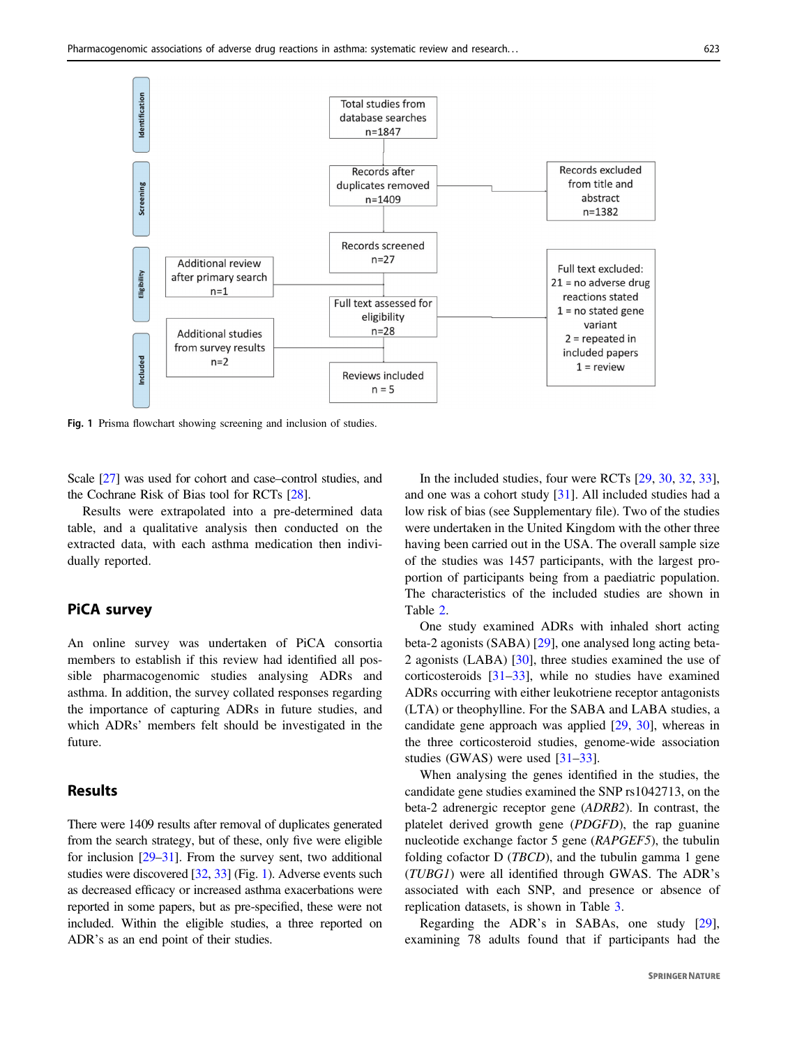Fig. 1 Prisma flowchart showing screening and inclusion of studies.

Scale [27] was used for cohort and case–control studies, and the Cochrane Risk of Bias tool for RCTs [28].

Results were extrapolated into a pre-determined data table, and a qualitative analysis then conducted on the extracted data, with each asthma medication then individually reported.

## PiCA survey

An online survey was undertaken of PiCA consortia members to establish if this review had identified all possible pharmacogenomic studies analysing ADRs and asthma. In addition, the survey collated responses regarding the importance of capturing ADRs in future studies, and which ADRs' members felt should be investigated in the future.

## Results

There were 1409 results after removal of duplicates generated from the search strategy, but of these, only five were eligible for inclusion [29–31]. From the survey sent, two additional studies were discovered [32, 33] (Fig. 1). Adverse events such as decreased efficacy or increased asthma exacerbations were reported in some papers, but as pre-specified, these were not included. Within the eligible studies, a three reported on ADR's as an end point of their studies.

In the included studies, four were RCTs [29, 30, 32, 33], and one was a cohort study [31]. All included studies had a low risk of bias (see Supplementary file). Two of the studies were undertaken in the United Kingdom with the other three having been carried out in the USA. The overall sample size of the studies was 1457 participants, with the largest proportion of participants being from a paediatric population. The characteristics of the included studies are shown in Table 2.

One study examined ADRs with inhaled short acting beta-2 agonists (SABA) [29], one analysed long acting beta-2 agonists (LABA) [30], three studies examined the use of corticosteroids [31–33], while no studies have examined ADRs occurring with either leukotriene receptor antagonists (LTA) or theophylline. For the SABA and LABA studies, a candidate gene approach was applied [29, 30], whereas in the three corticosteroid studies, genome-wide association studies (GWAS) were used [31–33].

When analysing the genes identified in the studies, the candidate gene studies examined the SNP rs1042713, on the beta-2 adrenergic receptor gene (*ADRB2*). In contrast, the platelet derived growth gene (*PDGFD*), the rap guanine nucleotide exchange factor 5 gene (*RAPGEF5*), the tubulin folding cofactor D (*TBCD*), and the tubulin gamma 1 gene (*TUBG1*) were all identified through GWAS. The ADR's associated with each SNP, and presence or absence of replication datasets, is shown in Table 3.

Regarding the ADR's in SABAs, one study [29], examining 78 adults found that if participants had the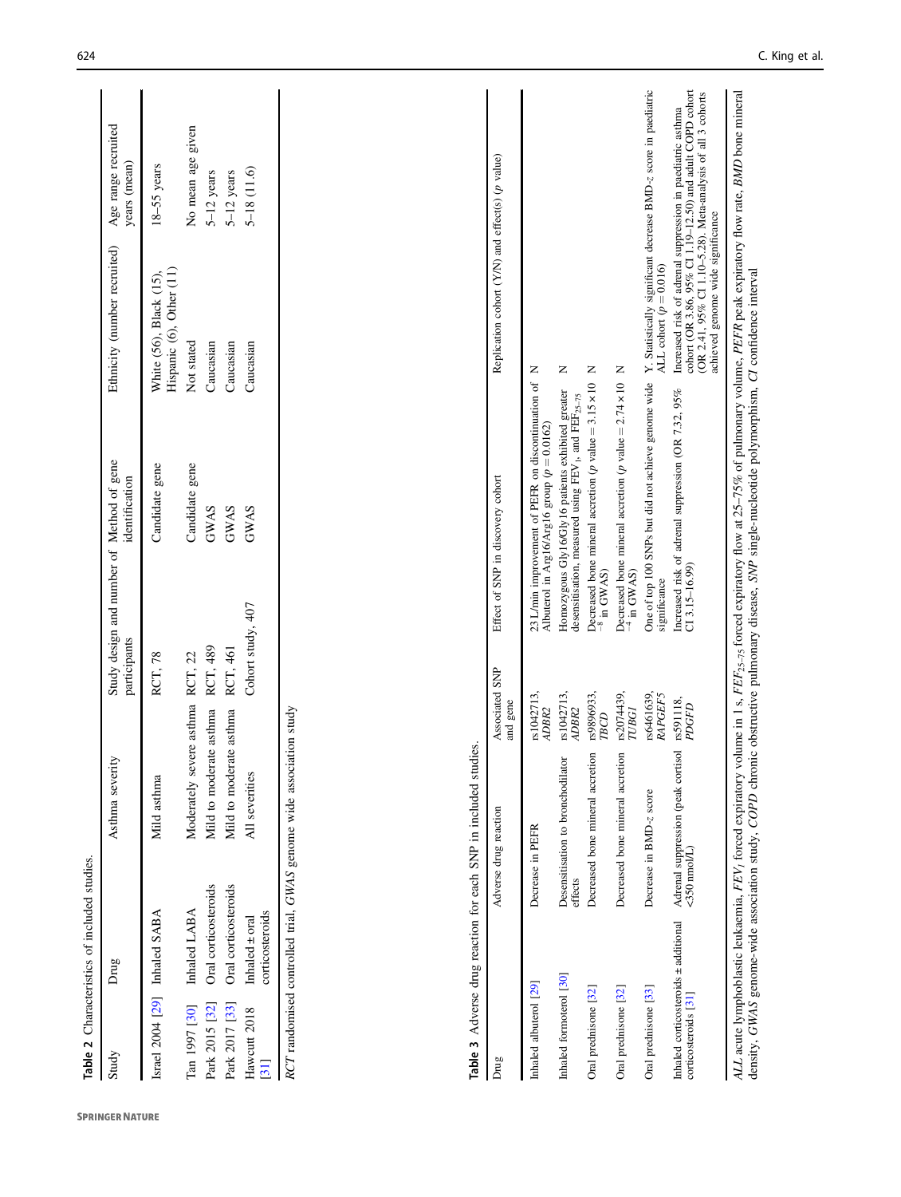**Table 2** Characteristics of included studies.

| Study | Drug | Asthma severity | Study design and number of participants | Method of gene identification | Ethnicity (number recruited) | Age range recruited years (mean) |
|---|---|---|---|---|---|---|
| Israel 2004 [29] | Inhaled SABA | Mild asthma | RCT, 78 | Candidate gene | White (56), Black (15), Hispanic (6), Other (11) | 18–55 years |
| Tan 1997 [30] | Inhaled LABA | Moderately severe asthma | RCT, 22 | Candidate gene | Not stated | No mean age given |
| Park 2015 [32] | Oral corticosteroids | Mild to moderate asthma | RCT, 489 | GWAS | Caucasian | 5–12 years |
| Park 2017 [33] | Oral corticosteroids | Mild to moderate asthma | RCT, 461 | GWAS | Caucasian | 5–12 years |
| Hawcutt 2018 [31] | Inhaled ± oral corticosteroids | All severities | Cohort study, 407 | GWAS | Caucasian | 5–18 (11.6) |

*RCT* randomised controlled trial, *GWAS* genome wide association study

**Table 3** Adverse drug reaction for each SNP in included studies.

| Drug | Adverse drug reaction | Associated SNP and gene | Effect of SNP in discovery cohort | Replication cohort (Y/N) and effect(s) (p value) |
|---|---|---|---|---|
| Inhaled albuterol [29] | Decrease in PEFR | rs1042713, *ADBR2* | 23 L/min improvement of PEFR on discontinuation of Albuterol in Arg16/Arg16 group ($p = 0.0162$) | N |
| Inhaled formoterol [30] | Desensitisation to bronchodilator effects | rs1042713, *ADBR2* | Homozygous Gly16/Gly16 patients exhibited greater desensitisation, measured using $FEV_1$, and $FEF_{25-75}$ | N |
| Oral prednisone [32] | Decreased bone mineral accretion | rs9896933, *TBCD* | Decreased bone mineral accretion ($p$ value $= 3.15 \times 10^{-8}$ in GWAS) | N |
| Oral prednisone [32] | Decreased bone mineral accretion | rs2074439, *TUBG1* | Decreased bone mineral accretion ($p$ value $= 2.74 \times 10^{-4}$ in GWAS) | N |
| Oral prednisone [33] | Decrease in BMD-*z* score | rs6461639, *RAPGEF5* | One of top 100 SNPs but did not achieve genome wide significance | Y. Statistically significant decrease BMD-*z* score in paediatric ALL cohort ($p = 0.016$) |
| Inhaled corticosteroids ± additional corticosteroids [31] | Adrenal suppression (peak cortisol <350 nmol/L) | rs591118, *PDGFD* | Increased risk of adrenal suppression (OR 7.32, 95% CI 3.15–16.99) | Increased risk of adrenal suppression in paediatric asthma cohort (OR 3.86, 95% CI 1.19–12.50) and adult COPD cohort (OR 2.41, 95% CI 1.10–5.28). Meta-analysis of all 3 cohorts achieved genome wide significance |

*ALL* acute lymphoblastic leukaemia, $FEV_1$ forced expiratory volume in 1 s, $FEF_{25-75}$ forced expiratory flow at 25–75% of pulmonary volume, *PEFR* peak expiratory flow rate, *BMD* bone mineral density, *GWAS* genome-wide association study, *COPD* chronic obstructive pulmonary disease, *SNP* single-nucleotide polymorphism, *CI* confidence interval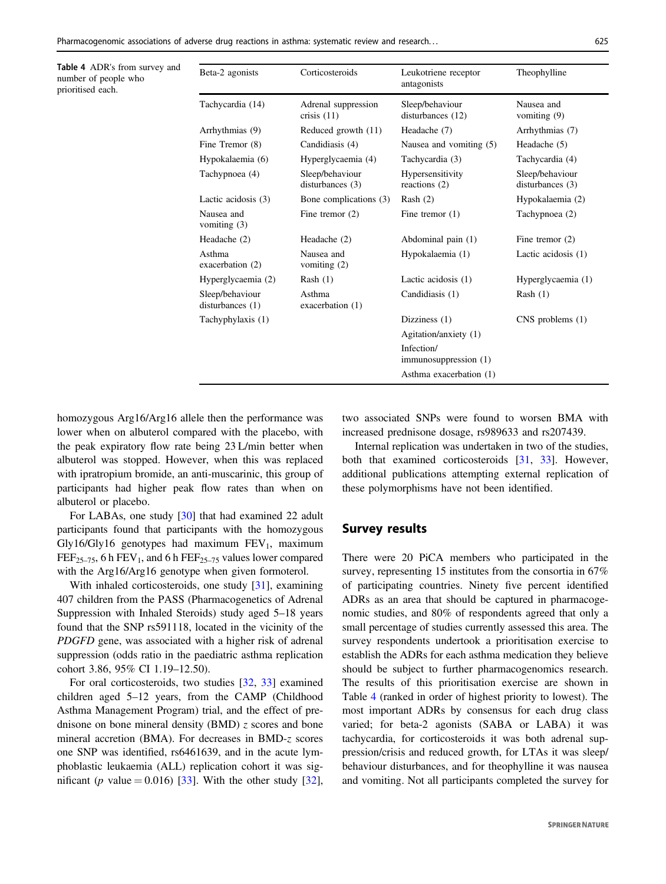**Table 4** ADR's from survey and number of people who prioritised each.

| Beta-2 agonists | Corticosteroids | Leukotriene receptor antagonists | Theophylline |
|---|---|---|---|
| Tachycardia (14) | Adrenal suppression crisis (11) | Sleep/behaviour disturbances (12) | Nausea and vomiting (9) |
| Arrhythmias (9) | Reduced growth (11) | Headache (7) | Arrhythmias (7) |
| Fine Tremor (8) | Candidiasis (4) | Nausea and vomiting (5) | Headache (5) |
| Hypokalaemia (6) | Hyperglycaemia (4) | Tachycardia (3) | Tachycardia (4) |
| Tachypnoea (4) | Sleep/behaviour disturbances (3) | Hypersensitivity reactions (2) | Sleep/behaviour disturbances (3) |
| Lactic acidosis (3) | Bone complications (3) | Rash (2) | Hypokalaemia (2) |
| Nausea and vomiting (3) | Fine tremor (2) | Fine tremor (1) | Tachypnoea (2) |
| Headache (2) | Headache (2) | Abdominal pain (1) | Fine tremor (2) |
| Asthma exacerbation (2) | Nausea and vomiting (2) | Hypokalaemia (1) | Lactic acidosis (1) |
| Hyperglycaemia (2) | Rash (1) | Lactic acidosis (1) | Hyperglycaemia (1) |
| Sleep/behaviour disturbances (1) | Asthma exacerbation (1) | Candidiasis (1) | Rash (1) |
| Tachyphylaxis (1) | | Dizziness (1) | CNS problems (1) |
| | | Agitation/anxiety (1) | |
| | | Infection/ immunosuppression (1) | |
| | | Asthma exacerbation (1) | |

homozygous Arg16/Arg16 allele then the performance was lower when on albuterol compared with the placebo, with the peak expiratory flow rate being 23 L/min better when albuterol was stopped. However, when this was replaced with ipratropium bromide, an anti-muscarinic, this group of participants had higher peak flow rates than when on albuterol or placebo.

For LABAs, one study [30] that had examined 22 adult participants found that participants with the homozygous Gly16/Gly16 genotypes had maximum $FEV_1$, maximum $FEF_{25–75}$, 6 h $FEV_1$, and 6 h $FEF_{25–75}$ values lower compared with the Arg16/Arg16 genotype when given formoterol.

With inhaled corticosteroids, one study [31], examining 407 children from the PASS (Pharmacogenetics of Adrenal Suppression with Inhaled Steroids) study aged 5–18 years found that the SNP rs591118, located in the vicinity of the *PDGFD* gene, was associated with a higher risk of adrenal suppression (odds ratio in the paediatric asthma replication cohort 3.86, 95% CI 1.19–12.50).

For oral corticosteroids, two studies [32, 33] examined children aged 5–12 years, from the CAMP (Childhood Asthma Management Program) trial, and the effect of prednisone on bone mineral density (BMD) $z$ scores and bone mineral accretion (BMA). For decreases in BMD-$z$ scores one SNP was identified, rs6461639, and in the acute lymphoblastic leukaemia (ALL) replication cohort it was significant ($p$ value = 0.016) [33]. With the other study [32], two associated SNPs were found to worsen BMA with increased prednisone dosage, rs989633 and rs207439.

Internal replication was undertaken in two of the studies, both that examined corticosteroids [31, 33]. However, additional publications attempting external replication of these polymorphisms have not been identified.

## Survey results

There were 20 PiCA members who participated in the survey, representing 15 institutes from the consortia in 67% of participating countries. Ninety five percent identified ADRs as an area that should be captured in pharmacogenomic studies, and 80% of respondents agreed that only a small percentage of studies currently assessed this area. The survey respondents undertook a prioritisation exercise to establish the ADRs for each asthma medication they believe should be subject to further pharmacogenomics research. The results of this prioritisation exercise are shown in Table 4 (ranked in order of highest priority to lowest). The most important ADRs by consensus for each drug class varied; for beta-2 agonists (SABA or LABA) it was tachycardia, for corticosteroids it was both adrenal suppression/crisis and reduced growth, for LTAs it was sleep/behaviour disturbances, and for theophylline it was nausea and vomiting. Not all participants completed the survey for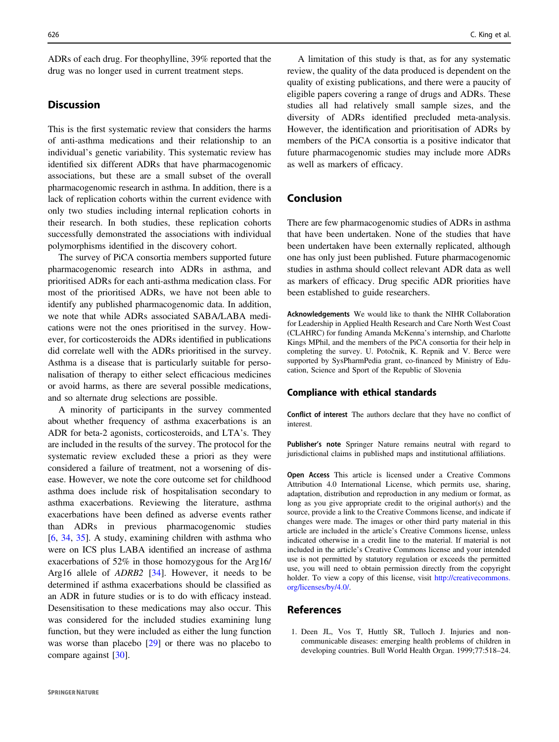ADRs of each drug. For theophylline, 39% reported that the drug was no longer used in current treatment steps.

## Discussion

This is the first systematic review that considers the harms of anti-asthma medications and their relationship to an individual's genetic variability. This systematic review has identified six different ADRs that have pharmacogenomic associations, but these are a small subset of the overall pharmacogenomic research in asthma. In addition, there is a lack of replication cohorts within the current evidence with only two studies including internal replication cohorts in their research. In both studies, these replication cohorts successfully demonstrated the associations with individual polymorphisms identified in the discovery cohort.

The survey of PiCA consortia members supported future pharmacogenomic research into ADRs in asthma, and prioritised ADRs for each anti-asthma medication class. For most of the prioritised ADRs, we have not been able to identify any published pharmacogenomic data. In addition, we note that while ADRs associated SABA/LABA medications were not the ones prioritised in the survey. However, for corticosteroids the ADRs identified in publications did correlate well with the ADRs prioritised in the survey. Asthma is a disease that is particularly suitable for personalisation of therapy to either select efficacious medicines or avoid harms, as there are several possible medications, and so alternate drug selections are possible.

A minority of participants in the survey commented about whether frequency of asthma exacerbations is an ADR for beta-2 agonists, corticosteroids, and LTA's. They are included in the results of the survey. The protocol for the systematic review excluded these a priori as they were considered a failure of treatment, not a worsening of disease. However, we note the core outcome set for childhood asthma does include risk of hospitalisation secondary to asthma exacerbations. Reviewing the literature, asthma exacerbations have been defined as adverse events rather than ADRs in previous pharmacogenomic studies [6, 34, 35]. A study, examining children with asthma who were on ICS plus LABA identified an increase of asthma exacerbations of 52% in those homozygous for the Arg16/Arg16 allele of *ADRB2* [34]. However, it needs to be determined if asthma exacerbations should be classified as an ADR in future studies or is to do with efficacy instead. Desensitisation to these medications may also occur. This was considered for the included studies examining lung function, but they were included as either the lung function was worse than placebo [29] or there was no placebo to compare against [30].

A limitation of this study is that, as for any systematic review, the quality of the data produced is dependent on the quality of existing publications, and there were a paucity of eligible papers covering a range of drugs and ADRs. These studies all had relatively small sample sizes, and the diversity of ADRs identified precluded meta-analysis. However, the identification and prioritisation of ADRs by members of the PiCA consortia is a positive indicator that future pharmacogenomic studies may include more ADRs as well as markers of efficacy.

## Conclusion

There are few pharmacogenomic studies of ADRs in asthma that have been undertaken. None of the studies that have been undertaken have been externally replicated, although one has only just been published. Future pharmacogenomic studies in asthma should collect relevant ADR data as well as markers of efficacy. Drug specific ADR priorities have been established to guide researchers.

**Acknowledgements** We would like to thank the NIHR Collaboration for Leadership in Applied Health Research and Care North West Coast (CLAHRC) for funding Amanda McKenna's internship, and Charlotte Kings MPhil, and the members of the PiCA consortia for their help in completing the survey. U. Potočnik, K. Repnik and V. Berce were supported by SysPharmPedia grant, co-financed by Ministry of Education, Science and Sport of the Republic of Slovenia

### Compliance with ethical standards

**Conflict of interest** The authors declare that they have no conflict of interest.

**Publisher's note** Springer Nature remains neutral with regard to jurisdictional claims in published maps and institutional affiliations.

**Open Access** This article is licensed under a Creative Commons Attribution 4.0 International License, which permits use, sharing, adaptation, distribution and reproduction in any medium or format, as long as you give appropriate credit to the original author(s) and the source, provide a link to the Creative Commons license, and indicate if changes were made. The images or other third party material in this article are included in the article's Creative Commons license, unless indicated otherwise in a credit line to the material. If material is not included in the article's Creative Commons license and your intended use is not permitted by statutory regulation or exceeds the permitted use, you will need to obtain permission directly from the copyright holder. To view a copy of this license, visit http://creativecommons.org/licenses/by/4.0/.

## References

1. Deen JL, Vos T, Huttly SR, Tulloch J. Injuries and non-communicable diseases: emerging health problems of children in developing countries. Bull World Health Organ. 1999;77:518–24.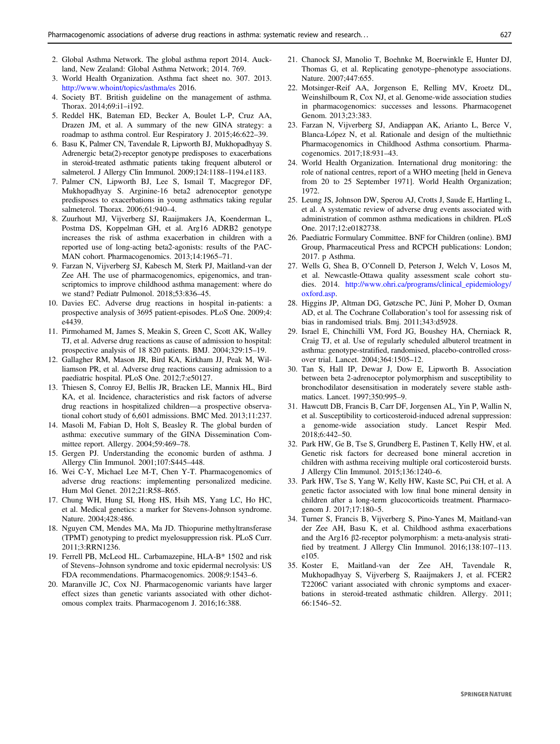2. Global Asthma Network. The global asthma report 2014. Auckland, New Zealand: Global Asthma Network; 2014. 769.
3. World Health Organization. Asthma fact sheet no. 307. 2013. http://www.whoint/topics/asthma/es 2016.
4. Society BT. British guideline on the management of asthma. Thorax. 2014;69:i1–i192.
5. Reddel HK, Bateman ED, Becker A, Boulet L-P, Cruz AA, Drazen JM, et al. A summary of the new GINA strategy: a roadmap to asthma control. Eur Respiratory J. 2015;46:622–39.
6. Basu K, Palmer CN, Tavendale R, Lipworth BJ, Mukhopadhyay S. Adrenergic beta(2)-receptor genotype predisposes to exacerbations in steroid-treated asthmatic patients taking frequent albuterol or salmeterol. J Allergy Clin Immunol. 2009;124:1188–1194.e1183.
7. Palmer CN, Lipworth BJ, Lee S, Ismail T, Macgregor DF, Mukhopadhyay S. Arginine-16 beta2 adrenoceptor genotype predisposes to exacerbations in young asthmatics taking regular salmeterol. Thorax. 2006;61:940–4.
8. Zuurhout MJ, Vijverberg SJ, Raaijmakers JA, Koenderman L, Postma DS, Koppelman GH, et al. Arg16 ADRB2 genotype increases the risk of asthma exacerbation in children with a reported use of long-acting beta2-agonists: results of the PACMAN cohort. Pharmacogenomics. 2013;14:1965–71.
9. Farzan N, Vijverberg SJ, Kabesch M, Sterk PJ, Maitland-van der Zee AH. The use of pharmacogenomics, epigenomics, and transcriptomics to improve childhood asthma management: where do we stand? Pediatr Pulmonol. 2018;53:836–45.
10. Davies EC. Adverse drug reactions in hospital in-patients: a prospective analysis of 3695 patient-episodes. PLoS One. 2009;4:e4439.
11. Pirmohamed M, James S, Meakin S, Green C, Scott AK, Walley TJ, et al. Adverse drug reactions as cause of admission to hospital: prospective analysis of 18 820 patients. BMJ. 2004;329:15–19.
12. Gallagher RM, Mason JR, Bird KA, Kirkham JJ, Peak M, Williamson PR, et al. Adverse drug reactions causing admission to a paediatric hospital. PLoS One. 2012;7:e50127.
13. Thiesen S, Conroy EJ, Bellis JR, Bracken LE, Mannix HL, Bird KA, et al. Incidence, characteristics and risk factors of adverse drug reactions in hospitalized children—a prospective observational cohort study of 6,601 admissions. BMC Med. 2013;11:237.
14. Masoli M, Fabian D, Holt S, Beasley R. The global burden of asthma: executive summary of the GINA Dissemination Committee report. Allergy. 2004;59:469–78.
15. Gergen PJ. Understanding the economic burden of asthma. J Allergy Clin Immunol. 2001;107:S445–448.
16. Wei C-Y, Michael Lee M-T, Chen Y-T. Pharmacogenomics of adverse drug reactions: implementing personalized medicine. Hum Mol Genet. 2012;21:R58–R65.
17. Chung WH, Hung SI, Hong HS, Hsih MS, Yang LC, Ho HC, et al. Medical genetics: a marker for Stevens-Johnson syndrome. Nature. 2004;428:486.
18. Nguyen CM, Mendes MA, Ma JD. Thiopurine methyltransferase (TPMT) genotyping to predict myelosuppression risk. PLoS Curr. 2011;3:RRN1236.
19. Ferrell PB, McLeod HL. Carbamazepine, HLA-B* 1502 and risk of Stevens–Johnson syndrome and toxic epidermal necrolysis: US FDA recommendations. Pharmacogenomics. 2008;9:1543–6.
20. Maranville JC, Cox NJ. Pharmacogenomic variants have larger effect sizes than genetic variants associated with other dichotomous complex traits. Pharmacogenom J. 2016;16:388.
21. Chanock SJ, Manolio T, Boehnke M, Boerwinkle E, Hunter DJ, Thomas G, et al. Replicating genotype–phenotype associations. Nature. 2007;447:655.
22. Motsinger-Reif AA, Jorgenson E, Relling MV, Kroetz DL, Weinshilboum R, Cox NJ, et al. Genome-wide association studies in pharmacogenomics: successes and lessons. Pharmacogenet Genom. 2013;23:383.
23. Farzan N, Vijverberg SJ, Andiappan AK, Arianto L, Berce V, Blanca-López N, et al. Rationale and design of the multiethnic Pharmacogenomics in Childhood Asthma consortium. Pharmacogenomics. 2017;18:931–43.
24. World Health Organization. International drug monitoring: the role of national centres, report of a WHO meeting [held in Geneva from 20 to 25 September 1971]. World Health Organization; 1972.
25. Leung JS, Johnson DW, Sperou AJ, Crotts J, Saude E, Hartling L, et al. A systematic review of adverse drug events associated with administration of common asthma medications in children. PLoS One. 2017;12:e0182738.
26. Paediatric Formulary Committee. BNF for Children (online). BMJ Group, Pharmaceutical Press and RCPCH publications: London; 2017. p Asthma.
27. Wells G, Shea B, O'Connell D, Peterson J, Welch V, Losos M, et al. Newcastle-Ottawa quality assessment scale cohort studies. 2014. http://www.ohri.ca/programs/clinical_epidemiology/oxford.asp.
28. Higgins JP, Altman DG, Gøtzsche PC, Jüni P, Moher D, Oxman AD, et al. The Cochrane Collaboration's tool for assessing risk of bias in randomised trials. Bmj. 2011;343:d5928.
29. Israel E, Chinchilli VM, Ford JG, Boushey HA, Cherniack R, Craig TJ, et al. Use of regularly scheduled albuterol treatment in asthma: genotype-stratified, randomised, placebo-controlled crossover trial. Lancet. 2004;364:1505–12.
30. Tan S, Hall IP, Dewar J, Dow E, Lipworth B. Association between beta 2-adrenoceptor polymorphism and susceptibility to bronchodilator desensitisation in moderately severe stable asthmatics. Lancet. 1997;350:995–9.
31. Hawcutt DB, Francis B, Carr DF, Jorgensen AL, Yin P, Wallin N, et al. Susceptibility to corticosteroid-induced adrenal suppression: a genome-wide association study. Lancet Respir Med. 2018;6:442–50.
32. Park HW, Ge B, Tse S, Grundberg E, Pastinen T, Kelly HW, et al. Genetic risk factors for decreased bone mineral accretion in children with asthma receiving multiple oral corticosteroid bursts. J Allergy Clin Immunol. 2015;136:1240–6.
33. Park HW, Tse S, Yang W, Kelly HW, Kaste SC, Pui CH, et al. A genetic factor associated with low final bone mineral density in children after a long-term glucocorticoids treatment. Pharmacogenom J. 2017;17:180–5.
34. Turner S, Francis B, Vijverberg S, Pino-Yanes M, Maitland-van der Zee AH, Basu K, et al. Childhood asthma exacerbations and the Arg16 β2-receptor polymorphism: a meta-analysis stratified by treatment. J Allergy Clin Immunol. 2016;138:107–113.e105.
35. Koster E, Maitland-van der Zee AH, Tavendale R, Mukhopadhyay S, Vijverberg S, Raaijmakers J, et al. FCER2 T2206C variant associated with chronic symptoms and exacerbations in steroid-treated asthmatic children. Allergy. 2011;66:1546–52.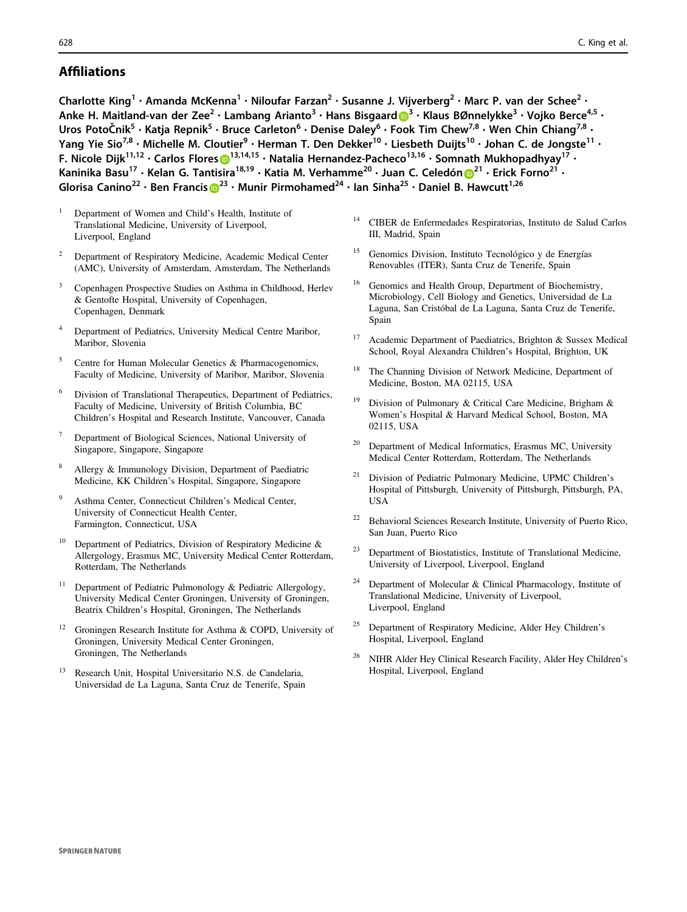## Affiliations

**Charlotte King[1] · Amanda McKenna[1] · Niloufar Farzan[2] · Susanne J. Vijverberg[2] · Marc P. van der Schee[2] · Anke H. Maitland-van der Zee[2] · Lambang Arianto[3] · Hans Bisgaard[3] · Klaus BØnnelykke[3] · Vojko Berce[4,5] · Uros PotoČnik[5] · Katja Repnik[5] · Bruce Carleton[6] · Denise Daley[6] · Fook Tim Chew[7,8] · Wen Chin Chiang[7,8] · Yang Yie Sio[7,8] · Michelle M. Cloutier[9] · Herman T. Den Dekker[10] · Liesbeth Duijts[10] · Johan C. de Jongste[11] · F. Nicole Dijk[11,12] · Carlos Flores[13,14,15] · Natalia Hernandez-Pacheco[13,16] · Somnath Mukhopadhyay[17] · Kaninika Basu[17] · Kelan G. Tantisira[18,19] · Katia M. Verhamme[20] · Juan C. Celedón[21] · Erick Forno[21] · Glorisa Canino[22] · Ben Francis[23] · Munir Pirmohamed[24] · Ian Sinha[25] · Daniel B. Hawcutt[1,26]**

1. Department of Women and Child's Health, Institute of Translational Medicine, University of Liverpool, Liverpool, England
2. Department of Respiratory Medicine, Academic Medical Center (AMC), University of Amsterdam, Amsterdam, The Netherlands
3. Copenhagen Prospective Studies on Asthma in Childhood, Herlev & Gentofte Hospital, University of Copenhagen, Copenhagen, Denmark
4. Department of Pediatrics, University Medical Centre Maribor, Maribor, Slovenia
5. Centre for Human Molecular Genetics & Pharmacogenomics, Faculty of Medicine, University of Maribor, Maribor, Slovenia
6. Division of Translational Therapeutics, Department of Pediatrics, Faculty of Medicine, University of British Columbia, BC Children's Hospital and Research Institute, Vancouver, Canada
7. Department of Biological Sciences, National University of Singapore, Singapore, Singapore
8. Allergy & Immunology Division, Department of Paediatric Medicine, KK Children's Hospital, Singapore, Singapore
9. Asthma Center, Connecticut Children's Medical Center, University of Connecticut Health Center, Farmington, Connecticut, USA
10. Department of Pediatrics, Division of Respiratory Medicine & Allergology, Erasmus MC, University Medical Center Rotterdam, Rotterdam, The Netherlands
11. Department of Pediatric Pulmonology & Pediatric Allergology, University Medical Center Groningen, University of Groningen, Beatrix Children's Hospital, Groningen, The Netherlands
12. Groningen Research Institute for Asthma & COPD, University of Groningen, University Medical Center Groningen, Groningen, The Netherlands
13. Research Unit, Hospital Universitario N.S. de Candelaria, Universidad de La Laguna, Santa Cruz de Tenerife, Spain
14. CIBER de Enfermedades Respiratorias, Instituto de Salud Carlos III, Madrid, Spain
15. Genomics Division, Instituto Tecnológico y de Energías Renovables (ITER), Santa Cruz de Tenerife, Spain
16. Genomics and Health Group, Department of Biochemistry, Microbiology, Cell Biology and Genetics, Universidad de La Laguna, San Cristóbal de La Laguna, Santa Cruz de Tenerife, Spain
17. Academic Department of Paediatrics, Brighton & Sussex Medical School, Royal Alexandra Children's Hospital, Brighton, UK
18. The Channing Division of Network Medicine, Department of Medicine, Boston, MA 02115, USA
19. Division of Pulmonary & Critical Care Medicine, Brigham & Women's Hospital & Harvard Medical School, Boston, MA 02115, USA
20. Department of Medical Informatics, Erasmus MC, University Medical Center Rotterdam, Rotterdam, The Netherlands
21. Division of Pediatric Pulmonary Medicine, UPMC Children's Hospital of Pittsburgh, University of Pittsburgh, Pittsburgh, PA, USA
22. Behavioral Sciences Research Institute, University of Puerto Rico, San Juan, Puerto Rico
23. Department of Biostatistics, Institute of Translational Medicine, University of Liverpool, Liverpool, England
24. Department of Molecular & Clinical Pharmacology, Institute of Translational Medicine, University of Liverpool, Liverpool, England
25. Department of Respiratory Medicine, Alder Hey Children's Hospital, Liverpool, England
26. NIHR Alder Hey Clinical Research Facility, Alder Hey Children's Hospital, Liverpool, England